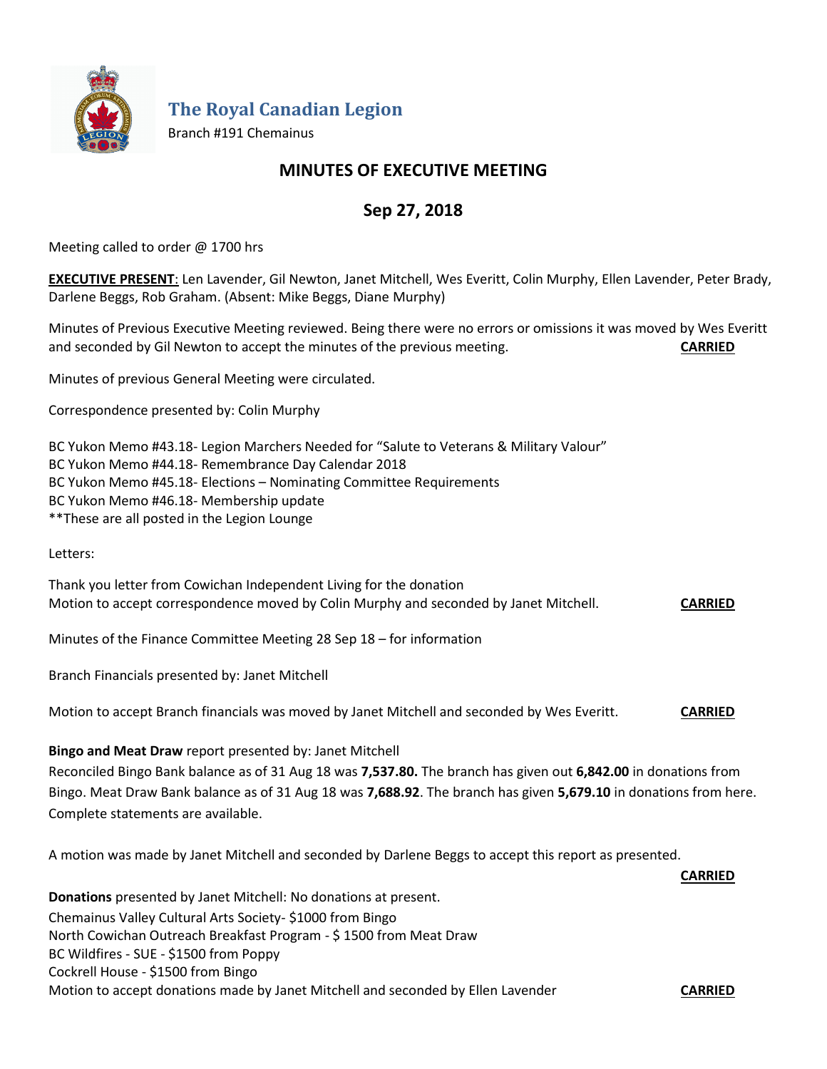# The Royal Canadian Legion

Branch #191 Chemainus

## MINUTES OF EXECUTIVE MEETING

## Sep 27, 2018

Meeting called to order @ 1700 hrs

**EXECUTIVE PRESENT**: Len Lavender, Gil Newton, Janet Mitchell, Wes Everitt, Colin Murphy, Ellen Lavender, Peter Brady, Darlene Beggs, Rob Graham. (Absent: Mike Beggs, Diane Murphy)

Minutes of Previous Executive Meeting reviewed. Being there were no errors or omissions it was moved by Wes Everitt and seconded by Gil Newton to accept the minutes of the previous meeting. **CARRIED**

Minutes of previous General Meeting were circulated.

Correspondence presented by: Colin Murphy

BC Yukon Memo #43.18- Legion Marchers Needed for "Salute to Veterans & Military Valour"
BC Yukon Memo #44.18- Remembrance Day Calendar 2018
BC Yukon Memo #45.18- Elections – Nominating Committee Requirements
BC Yukon Memo #46.18- Membership update
**These are all posted in the Legion Lounge

Letters:

Thank you letter from Cowichan Independent Living for the donation
Motion to accept correspondence moved by Colin Murphy and seconded by Janet Mitchell. **CARRIED**

Minutes of the Finance Committee Meeting 28 Sep 18 – for information

Branch Financials presented by: Janet Mitchell

Motion to accept Branch financials was moved by Janet Mitchell and seconded by Wes Everitt. **CARRIED**

**Bingo and Meat Draw** report presented by: Janet Mitchell
Reconciled Bingo Bank balance as of 31 Aug 18 was **7,537.80.** The branch has given out **6,842.00** in donations from Bingo. Meat Draw Bank balance as of 31 Aug 18 was **7,688.92**. The branch has given **5,679.10** in donations from here. Complete statements are available.

A motion was made by Janet Mitchell and seconded by Darlene Beggs to accept this report as presented.

**CARRIED**

**Donations** presented by Janet Mitchell: No donations at present.
Chemainus Valley Cultural Arts Society- $1000 from Bingo
North Cowichan Outreach Breakfast Program - $ 1500 from Meat Draw
BC Wildfires - SUE - $1500 from Poppy
Cockrell House - $1500 from Bingo
Motion to accept donations made by Janet Mitchell and seconded by Ellen Lavender **CARRIED**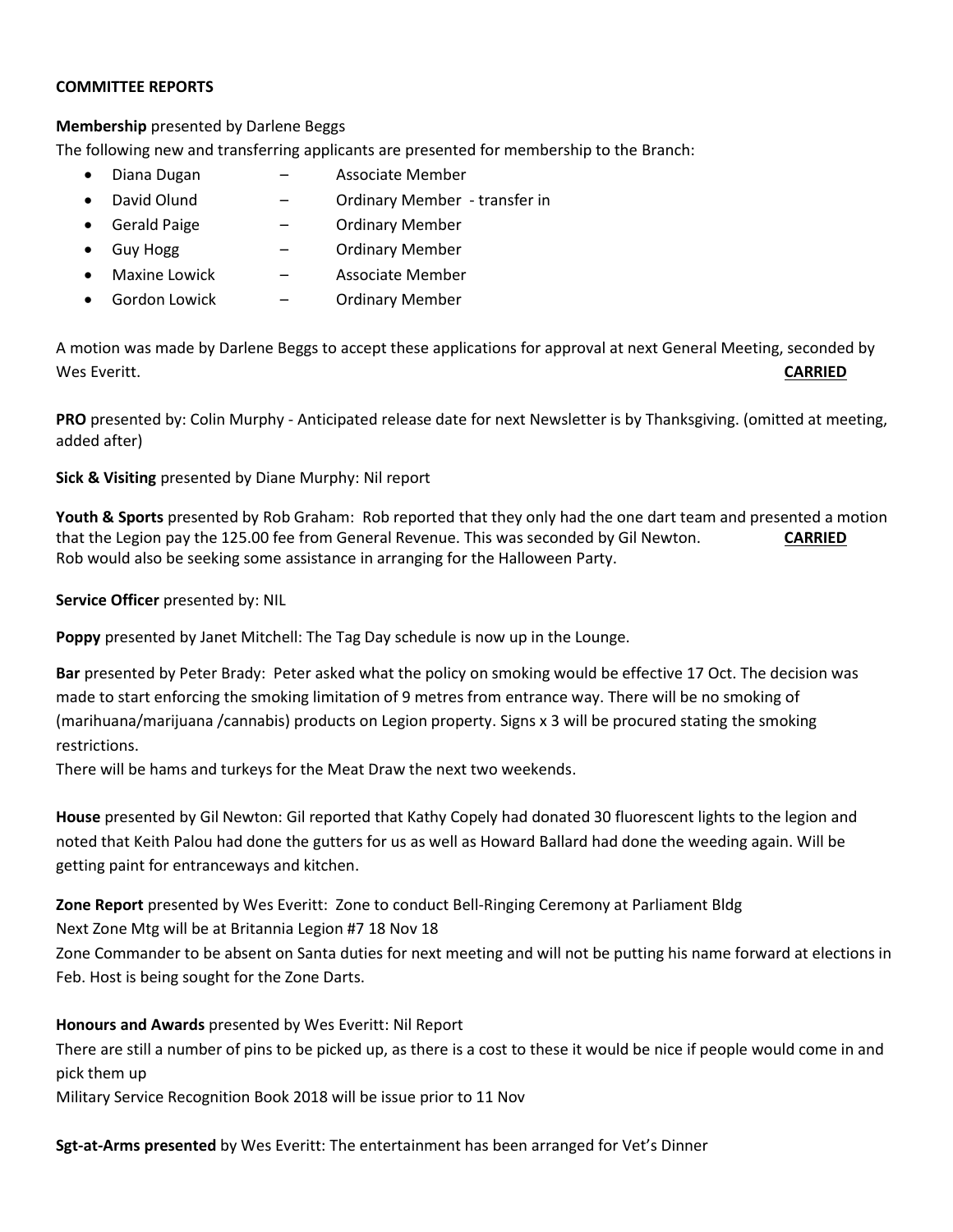**COMMITTEE REPORTS**

**Membership** presented by Darlene Beggs

The following new and transferring applicants are presented for membership to the Branch:

- Diana Dugan – Associate Member
- David Olund – Ordinary Member - transfer in
- Gerald Paige – Ordinary Member
- Guy Hogg – Ordinary Member
- Maxine Lowick – Associate Member
- Gordon Lowick – Ordinary Member

A motion was made by Darlene Beggs to accept these applications for approval at next General Meeting, seconded by Wes Everitt. **CARRIED**

**PRO** presented by: Colin Murphy - Anticipated release date for next Newsletter is by Thanksgiving. (omitted at meeting, added after)

**Sick & Visiting** presented by Diane Murphy: Nil report

**Youth & Sports** presented by Rob Graham: Rob reported that they only had the one dart team and presented a motion that the Legion pay the 125.00 fee from General Revenue. This was seconded by Gil Newton. **CARRIED**
Rob would also be seeking some assistance in arranging for the Halloween Party.

**Service Officer** presented by: NIL

**Poppy** presented by Janet Mitchell: The Tag Day schedule is now up in the Lounge.

**Bar** presented by Peter Brady: Peter asked what the policy on smoking would be effective 17 Oct. The decision was made to start enforcing the smoking limitation of 9 metres from entrance way. There will be no smoking of (marihuana/marijuana /cannabis) products on Legion property. Signs x 3 will be procured stating the smoking restrictions.
There will be hams and turkeys for the Meat Draw the next two weekends.

**House** presented by Gil Newton: Gil reported that Kathy Copely had donated 30 fluorescent lights to the legion and noted that Keith Palou had done the gutters for us as well as Howard Ballard had done the weeding again. Will be getting paint for entranceways and kitchen.

**Zone Report** presented by Wes Everitt: Zone to conduct Bell-Ringing Ceremony at Parliament Bldg
Next Zone Mtg will be at Britannia Legion #7 18 Nov 18
Zone Commander to be absent on Santa duties for next meeting and will not be putting his name forward at elections in Feb. Host is being sought for the Zone Darts.

**Honours and Awards** presented by Wes Everitt: Nil Report
There are still a number of pins to be picked up, as there is a cost to these it would be nice if people would come in and pick them up
Military Service Recognition Book 2018 will be issue prior to 11 Nov

**Sgt-at-Arms presented** by Wes Everitt: The entertainment has been arranged for Vet's Dinner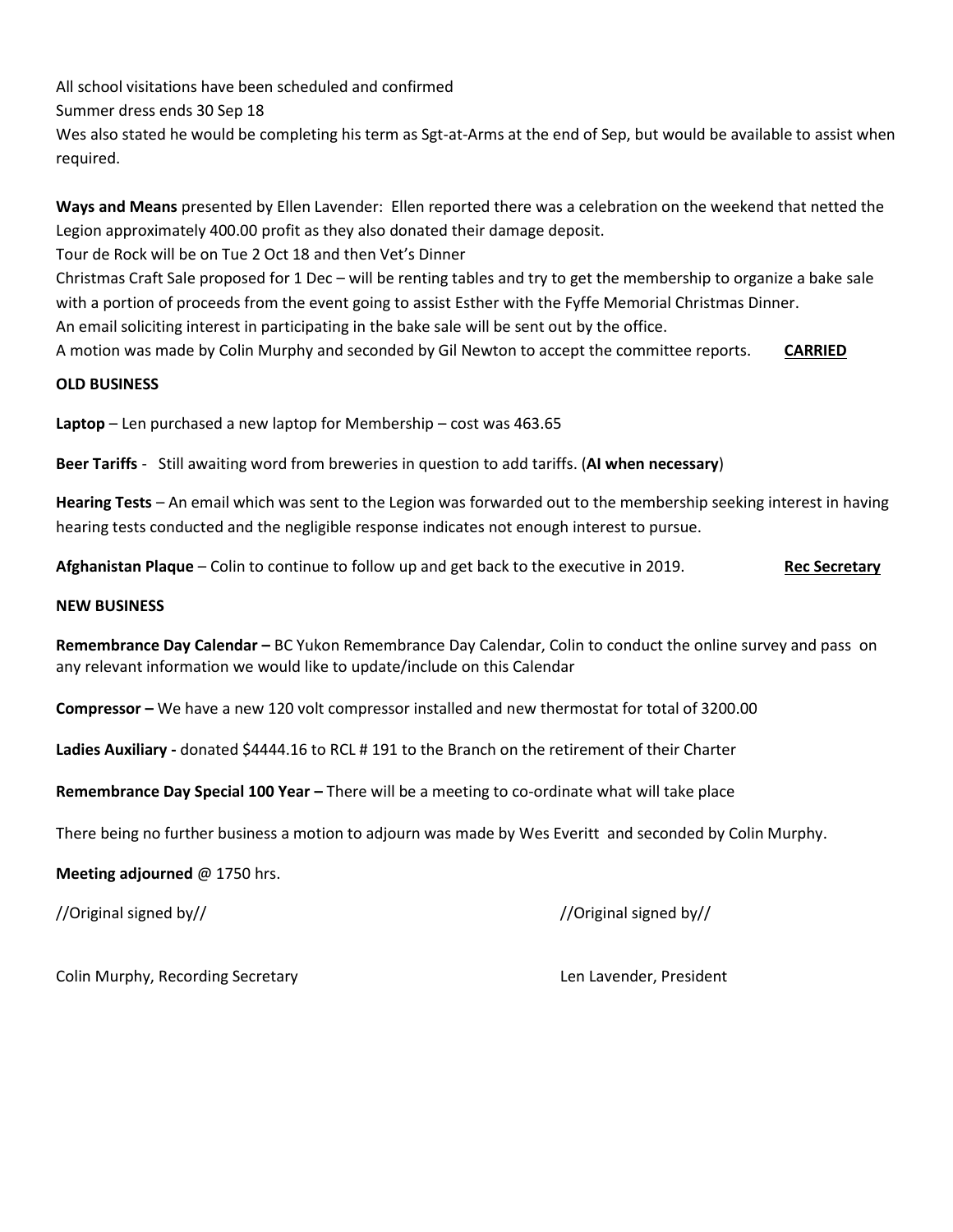All school visitations have been scheduled and confirmed

Summer dress ends 30 Sep 18

Wes also stated he would be completing his term as Sgt-at-Arms at the end of Sep, but would be available to assist when required.

**Ways and Means** presented by Ellen Lavender: Ellen reported there was a celebration on the weekend that netted the Legion approximately 400.00 profit as they also donated their damage deposit.

Tour de Rock will be on Tue 2 Oct 18 and then Vet's Dinner

Christmas Craft Sale proposed for 1 Dec – will be renting tables and try to get the membership to organize a bake sale with a portion of proceeds from the event going to assist Esther with the Fyffe Memorial Christmas Dinner.

An email soliciting interest in participating in the bake sale will be sent out by the office.

A motion was made by Colin Murphy and seconded by Gil Newton to accept the committee reports. **CARRIED**

**OLD BUSINESS**

**Laptop** – Len purchased a new laptop for Membership – cost was 463.65

**Beer Tariffs** - Still awaiting word from breweries in question to add tariffs. (**AI when necessary**)

**Hearing Tests** – An email which was sent to the Legion was forwarded out to the membership seeking interest in having hearing tests conducted and the negligible response indicates not enough interest to pursue.

**Afghanistan Plaque** – Colin to continue to follow up and get back to the executive in 2019. **Rec Secretary**

**NEW BUSINESS**

**Remembrance Day Calendar –** BC Yukon Remembrance Day Calendar, Colin to conduct the online survey and pass on any relevant information we would like to update/include on this Calendar

**Compressor –** We have a new 120 volt compressor installed and new thermostat for total of 3200.00

**Ladies Auxiliary -** donated $4444.16 to RCL # 191 to the Branch on the retirement of their Charter

**Remembrance Day Special 100 Year –** There will be a meeting to co-ordinate what will take place

There being no further business a motion to adjourn was made by Wes Everitt and seconded by Colin Murphy.

**Meeting adjourned** @ 1750 hrs.

//Original signed by//

Colin Murphy, Recording Secretary

//Original signed by//

Len Lavender, President